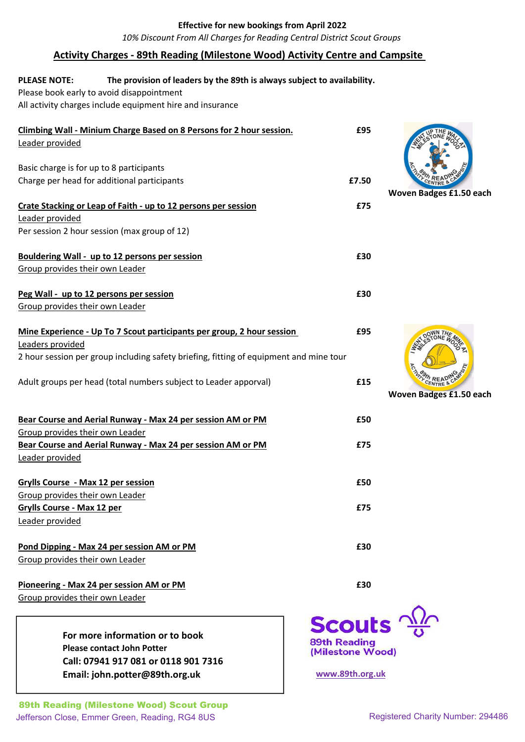**Effective for new bookings from April 2022**

*10% Discount From All Charges for Reading Central District Scout Groups*

## Activity Charges - 89th Reading (Milestone Wood) Activity Centre and Campsite

**PLEASE NOTE:** **The provision of leaders by the 89th is always subject to availability.**
Please book early to avoid disappointment
All activity charges include equipment hire and insurance

**Climbing Wall - Minium Charge Based on 8 Persons for 2 hour session.** — **£95**
Leader provided

Basic charge is for up to 8 participants
Charge per head for additional participants — **£7.50**

**Woven Badges £1.50 each**

**Crate Stacking or Leap of Faith - up to 12 persons per session** — **£75**
Leader provided
Per session 2 hour session (max group of 12)

**Bouldering Wall - up to 12 persons per session** — **£30**
Group provides their own Leader

**Peg Wall - up to 12 persons per session** — **£30**
Group provides their own Leader

**Mine Experience - Up To 7 Scout participants per group, 2 hour session** — **£95**
Leaders provided
2 hour session per group including safety briefing, fitting of equipment and mine tour

Adult groups per head (total numbers subject to Leader apporval) — **£15**

**Woven Badges £1.50 each**

**Bear Course and Aerial Runway - Max 24 per session AM or PM** — **£50**
Group provides their own Leader

**Bear Course and Aerial Runway - Max 24 per session AM or PM** — **£75**
Leader provided

**Grylls Course - Max 12 per session** — **£50**
Group provides their own Leader

**Grylls Course - Max 12 per** — **£75**
Leader provided

**Pond Dipping - Max 24 per session AM or PM** — **£30**
Group provides their own Leader

**Pioneering - Max 24 per session AM or PM** — **£30**
Group provides their own Leader

**For more information or to book**
**Please contact John Potter**
**Call: 07941 917 081 or 0118 901 7316**
**Email: john.potter@89th.org.uk**

**Scouts**
**89th Reading (Milestone Wood)**
www.89th.org.uk

**89th Reading (Milestone Wood) Scout Group**
Jefferson Close, Emmer Green, Reading, RG4 8US

Registered Charity Number: 294486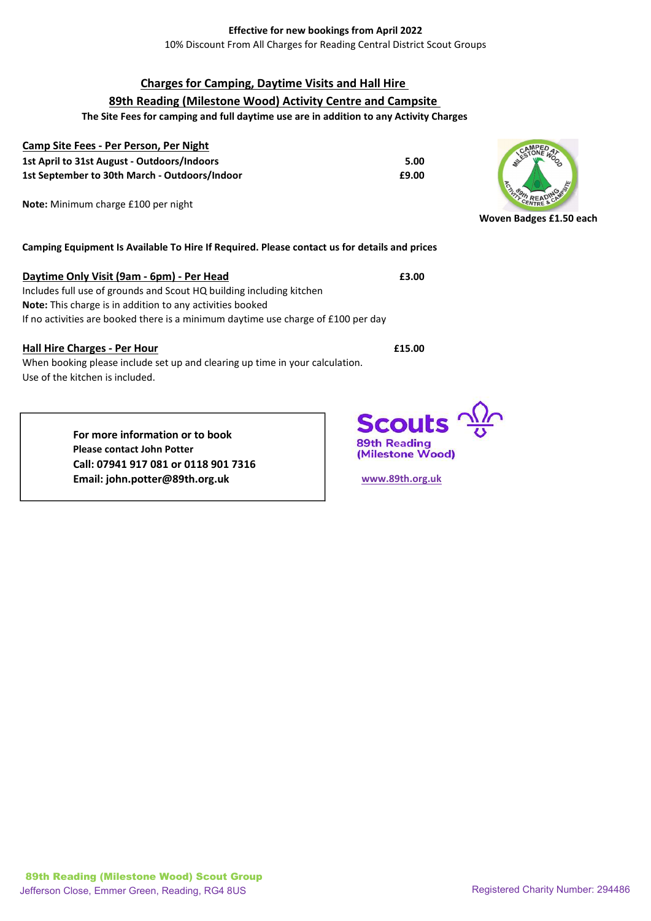**Effective for new bookings from April 2022**

10% Discount From All Charges for Reading Central District Scout Groups

## Charges for Camping, Daytime Visits and Hall Hire

## 89th Reading (Milestone Wood) Activity Centre and Campsite

**The Site Fees for camping and full daytime use are in addition to any Activity Charges**

**Camp Site Fees - Per Person, Per Night**

| | |
|---|---|
| **1st April to 31st August - Outdoors/Indoors** | **5.00** |
| **1st September to 30th March - Outdoors/Indoor** | **£9.00** |

**Note:** Minimum charge £100 per night

**Woven Badges £1.50 each**

**Camping Equipment Is Available To Hire If Required. Please contact us for details and prices**

**Daytime Only Visit (9am - 6pm) - Per Head** **£3.00**

Includes full use of grounds and Scout HQ building including kitchen

**Note:** This charge is in addition to any activities booked

If no activities are booked there is a minimum daytime use charge of £100 per day

**Hall Hire Charges - Per Hour** **£15.00**

When booking please include set up and clearing up time in your calculation.

Use of the kitchen is included.

**For more information or to book**

**Please contact John Potter**

**Call: 07941 917 081 or 0118 901 7316**

**Email: john.potter@89th.org.uk**

Scouts

89th Reading (Milestone Wood)

www.89th.org.uk

89th Reading (Milestone Wood) Scout Group

Jefferson Close, Emmer Green, Reading, RG4 8US

Registered Charity Number: 294486